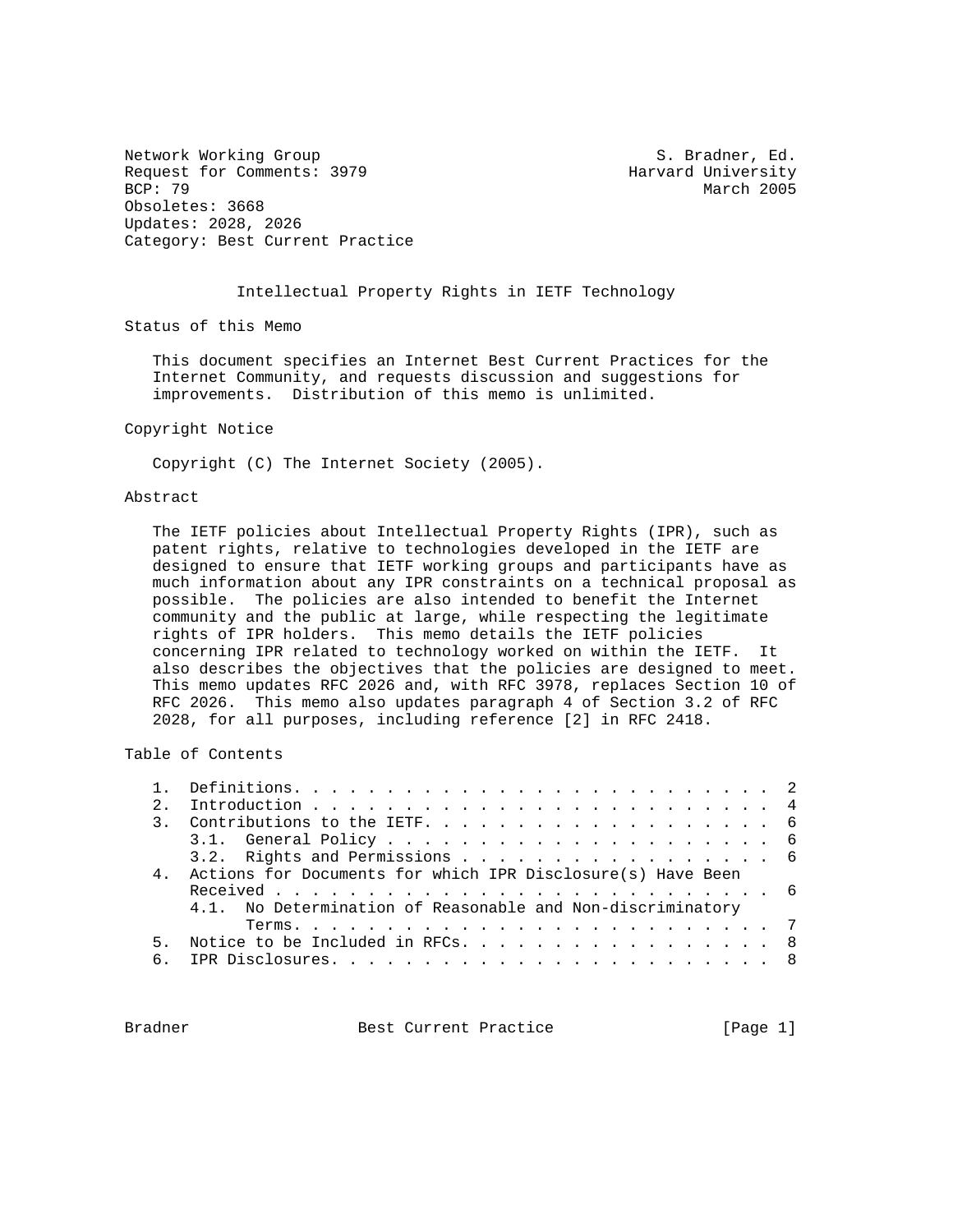Network Working Group S. Bradner, Ed.
Request for Comments: 3979 Harvard University
BCP: 79 March 2005
Obsoletes: 3668
Updates: 2028, 2026
Category: Best Current Practice

# Intellectual Property Rights in IETF Technology

## Status of this Memo

This document specifies an Internet Best Current Practices for the Internet Community, and requests discussion and suggestions for improvements. Distribution of this memo is unlimited.

## Copyright Notice

Copyright (C) The Internet Society (2005).

## Abstract

The IETF policies about Intellectual Property Rights (IPR), such as patent rights, relative to technologies developed in the IETF are designed to ensure that IETF working groups and participants have as much information about any IPR constraints on a technical proposal as possible. The policies are also intended to benefit the Internet community and the public at large, while respecting the legitimate rights of IPR holders. This memo details the IETF policies concerning IPR related to technology worked on within the IETF. It also describes the objectives that the policies are designed to meet. This memo updates RFC 2026 and, with RFC 3978, replaces Section 10 of RFC 2026. This memo also updates paragraph 4 of Section 3.2 of RFC 2028, for all purposes, including reference [2] in RFC 2418.

## Table of Contents

1. Definitions . . . . . . . . . . . . . . . . . . . . . . . . . . 2
2. Introduction . . . . . . . . . . . . . . . . . . . . . . . . . 4
3. Contributions to the IETF . . . . . . . . . . . . . . . . . . . 6
   3.1. General Policy . . . . . . . . . . . . . . . . . . . . . . 6
   3.2. Rights and Permissions . . . . . . . . . . . . . . . . . . 6
4. Actions for Documents for which IPR Disclosure(s) Have Been Received . . . . . . . . . . . . . . . . . . . . . . . . . . . 6
   4.1. No Determination of Reasonable and Non-discriminatory Terms . . . . . . . . . . . . . . . . . . . . . . . . . 7
5. Notice to be Included in RFCs . . . . . . . . . . . . . . . . . 8
6. IPR Disclosures . . . . . . . . . . . . . . . . . . . . . . . . 8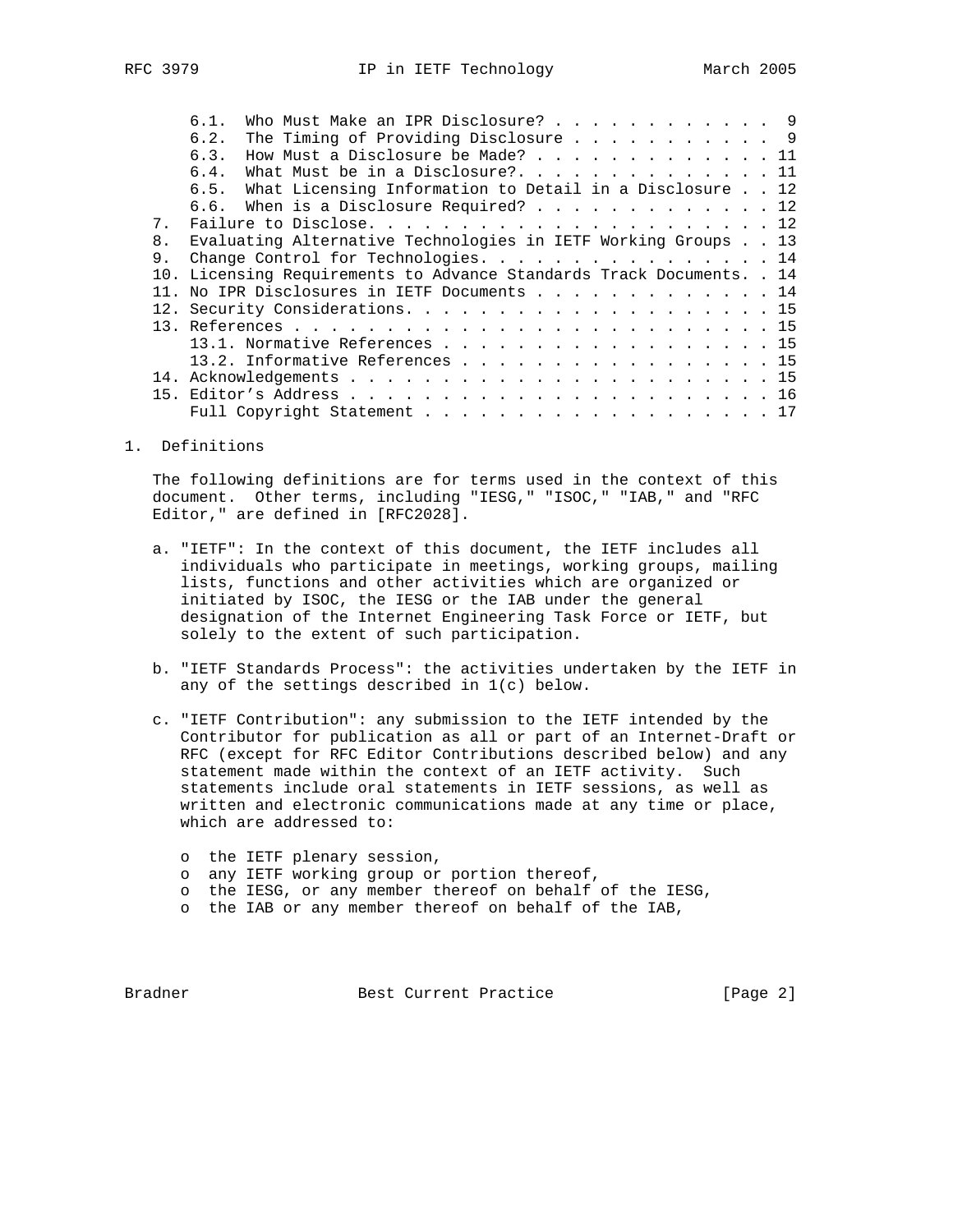6.1. Who Must Make an IPR Disclosure? . . . . . . . . . . . . 9
6.2. The Timing of Providing Disclosure . . . . . . . . . . . 9
6.3. How Must a Disclosure be Made? . . . . . . . . . . . . . 11
6.4. What Must be in a Disclosure?. . . . . . . . . . . . . . 11
6.5. What Licensing Information to Detail in a Disclosure . . 12
6.6. When is a Disclosure Required? . . . . . . . . . . . . . 12
7. Failure to Disclose. . . . . . . . . . . . . . . . . . . . . . 12
8. Evaluating Alternative Technologies in IETF Working Groups . . 13
9. Change Control for Technologies. . . . . . . . . . . . . . . . 14
10. Licensing Requirements to Advance Standards Track Documents. . 14
11. No IPR Disclosures in IETF Documents . . . . . . . . . . . . . 14
12. Security Considerations. . . . . . . . . . . . . . . . . . . . 15
13. References . . . . . . . . . . . . . . . . . . . . . . . . . . 15
13.1. Normative References . . . . . . . . . . . . . . . . . . 15
13.2. Informative References . . . . . . . . . . . . . . . . . 15
14. Acknowledgements . . . . . . . . . . . . . . . . . . . . . . . 15
15. Editor's Address . . . . . . . . . . . . . . . . . . . . . . . 16
Full Copyright Statement . . . . . . . . . . . . . . . . . . . 17

# 1. Definitions

The following definitions are for terms used in the context of this document. Other terms, including "IESG," "ISOC," "IAB," and "RFC Editor," are defined in [RFC2028].

a. "IETF": In the context of this document, the IETF includes all individuals who participate in meetings, working groups, mailing lists, functions and other activities which are organized or initiated by ISOC, the IESG or the IAB under the general designation of the Internet Engineering Task Force or IETF, but solely to the extent of such participation.

b. "IETF Standards Process": the activities undertaken by the IETF in any of the settings described in 1(c) below.

c. "IETF Contribution": any submission to the IETF intended by the Contributor for publication as all or part of an Internet-Draft or RFC (except for RFC Editor Contributions described below) and any statement made within the context of an IETF activity. Such statements include oral statements in IETF sessions, as well as written and electronic communications made at any time or place, which are addressed to:

   - the IETF plenary session,
   - any IETF working group or portion thereof,
   - the IESG, or any member thereof on behalf of the IESG,
   - the IAB or any member thereof on behalf of the IAB,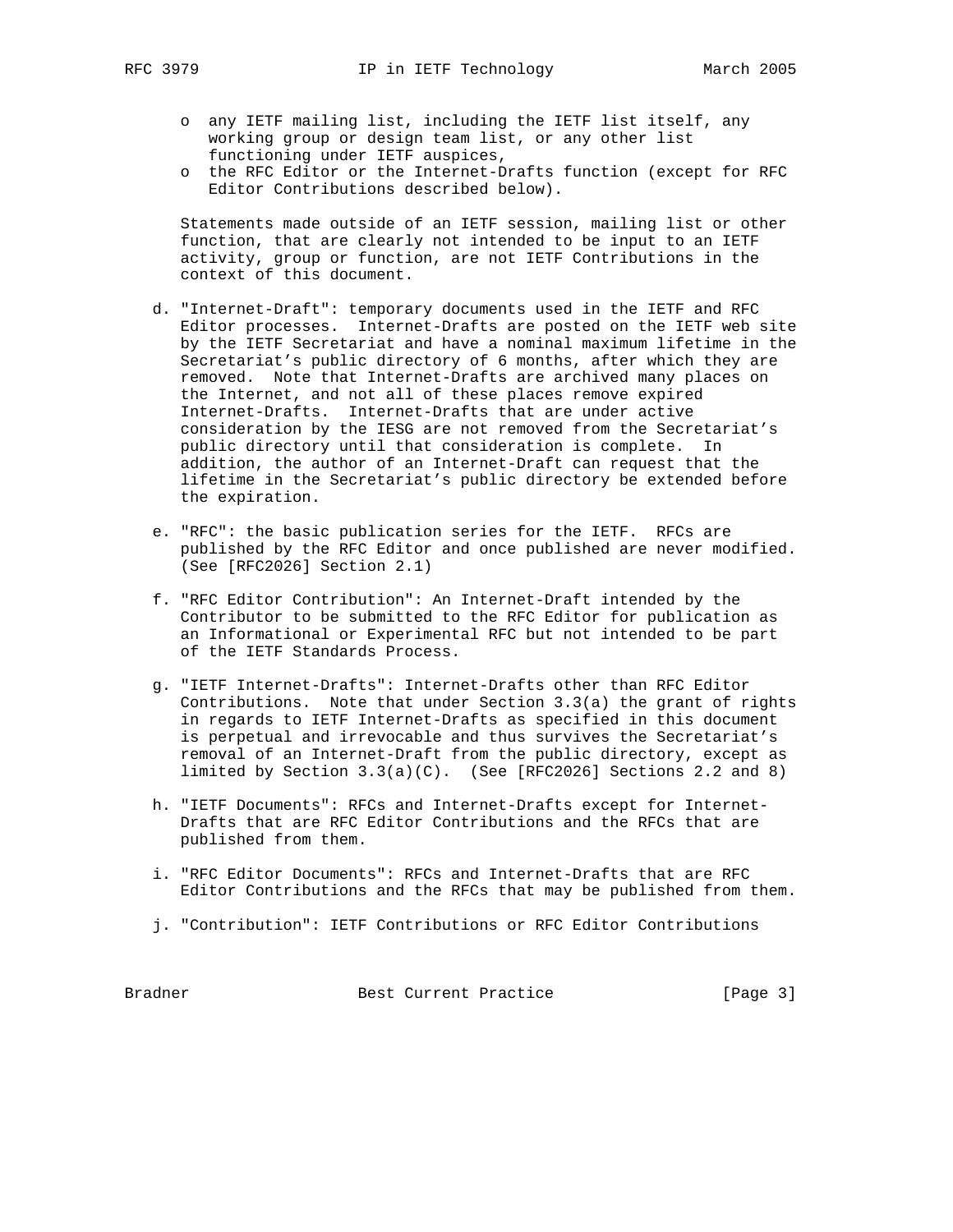- o any IETF mailing list, including the IETF list itself, any working group or design team list, or any other list functioning under IETF auspices,
- o the RFC Editor or the Internet-Drafts function (except for RFC Editor Contributions described below).

Statements made outside of an IETF session, mailing list or other function, that are clearly not intended to be input to an IETF activity, group or function, are not IETF Contributions in the context of this document.

d. "Internet-Draft": temporary documents used in the IETF and RFC Editor processes. Internet-Drafts are posted on the IETF web site by the IETF Secretariat and have a nominal maximum lifetime in the Secretariat's public directory of 6 months, after which they are removed. Note that Internet-Drafts are archived many places on the Internet, and not all of these places remove expired Internet-Drafts. Internet-Drafts that are under active consideration by the IESG are not removed from the Secretariat's public directory until that consideration is complete. In addition, the author of an Internet-Draft can request that the lifetime in the Secretariat's public directory be extended before the expiration.

e. "RFC": the basic publication series for the IETF. RFCs are published by the RFC Editor and once published are never modified. (See [RFC2026] Section 2.1)

f. "RFC Editor Contribution": An Internet-Draft intended by the Contributor to be submitted to the RFC Editor for publication as an Informational or Experimental RFC but not intended to be part of the IETF Standards Process.

g. "IETF Internet-Drafts": Internet-Drafts other than RFC Editor Contributions. Note that under Section 3.3(a) the grant of rights in regards to IETF Internet-Drafts as specified in this document is perpetual and irrevocable and thus survives the Secretariat's removal of an Internet-Draft from the public directory, except as limited by Section 3.3(a)(C). (See [RFC2026] Sections 2.2 and 8)

h. "IETF Documents": RFCs and Internet-Drafts except for Internet-Drafts that are RFC Editor Contributions and the RFCs that are published from them.

i. "RFC Editor Documents": RFCs and Internet-Drafts that are RFC Editor Contributions and the RFCs that may be published from them.

j. "Contribution": IETF Contributions or RFC Editor Contributions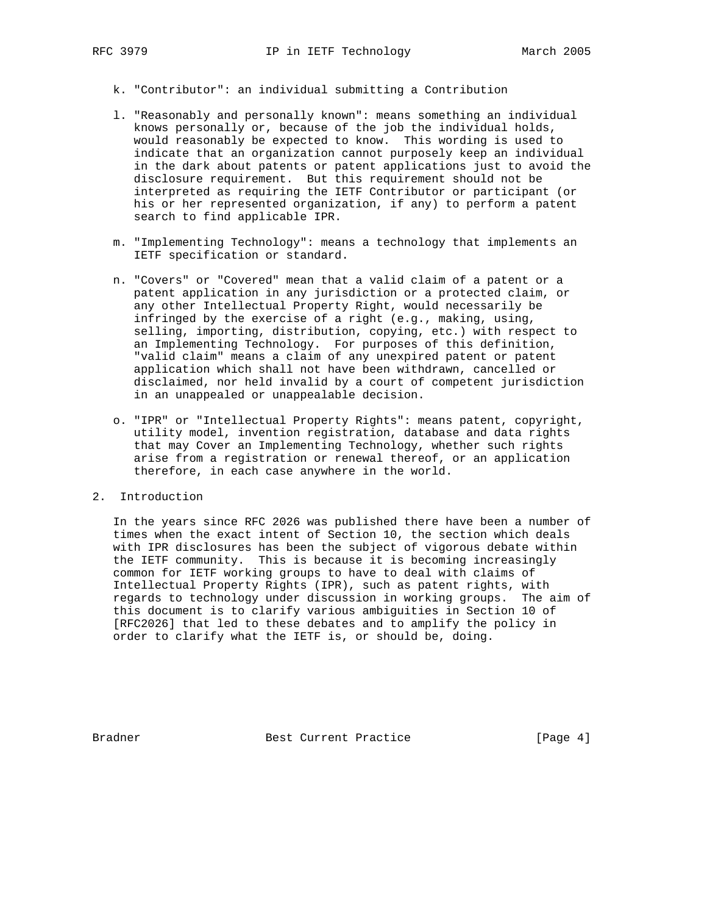k. "Contributor": an individual submitting a Contribution

l. "Reasonably and personally known": means something an individual knows personally or, because of the job the individual holds, would reasonably be expected to know. This wording is used to indicate that an organization cannot purposely keep an individual in the dark about patents or patent applications just to avoid the disclosure requirement. But this requirement should not be interpreted as requiring the IETF Contributor or participant (or his or her represented organization, if any) to perform a patent search to find applicable IPR.

m. "Implementing Technology": means a technology that implements an IETF specification or standard.

n. "Covers" or "Covered" mean that a valid claim of a patent or a patent application in any jurisdiction or a protected claim, or any other Intellectual Property Right, would necessarily be infringed by the exercise of a right (e.g., making, using, selling, importing, distribution, copying, etc.) with respect to an Implementing Technology. For purposes of this definition, "valid claim" means a claim of any unexpired patent or patent application which shall not have been withdrawn, cancelled or disclaimed, nor held invalid by a court of competent jurisdiction in an unappealed or unappealable decision.

o. "IPR" or "Intellectual Property Rights": means patent, copyright, utility model, invention registration, database and data rights that may Cover an Implementing Technology, whether such rights arise from a registration or renewal thereof, or an application therefore, in each case anywhere in the world.

## 2. Introduction

In the years since RFC 2026 was published there have been a number of times when the exact intent of Section 10, the section which deals with IPR disclosures has been the subject of vigorous debate within the IETF community. This is because it is becoming increasingly common for IETF working groups to have to deal with claims of Intellectual Property Rights (IPR), such as patent rights, with regards to technology under discussion in working groups. The aim of this document is to clarify various ambiguities in Section 10 of [RFC2026] that led to these debates and to amplify the policy in order to clarify what the IETF is, or should be, doing.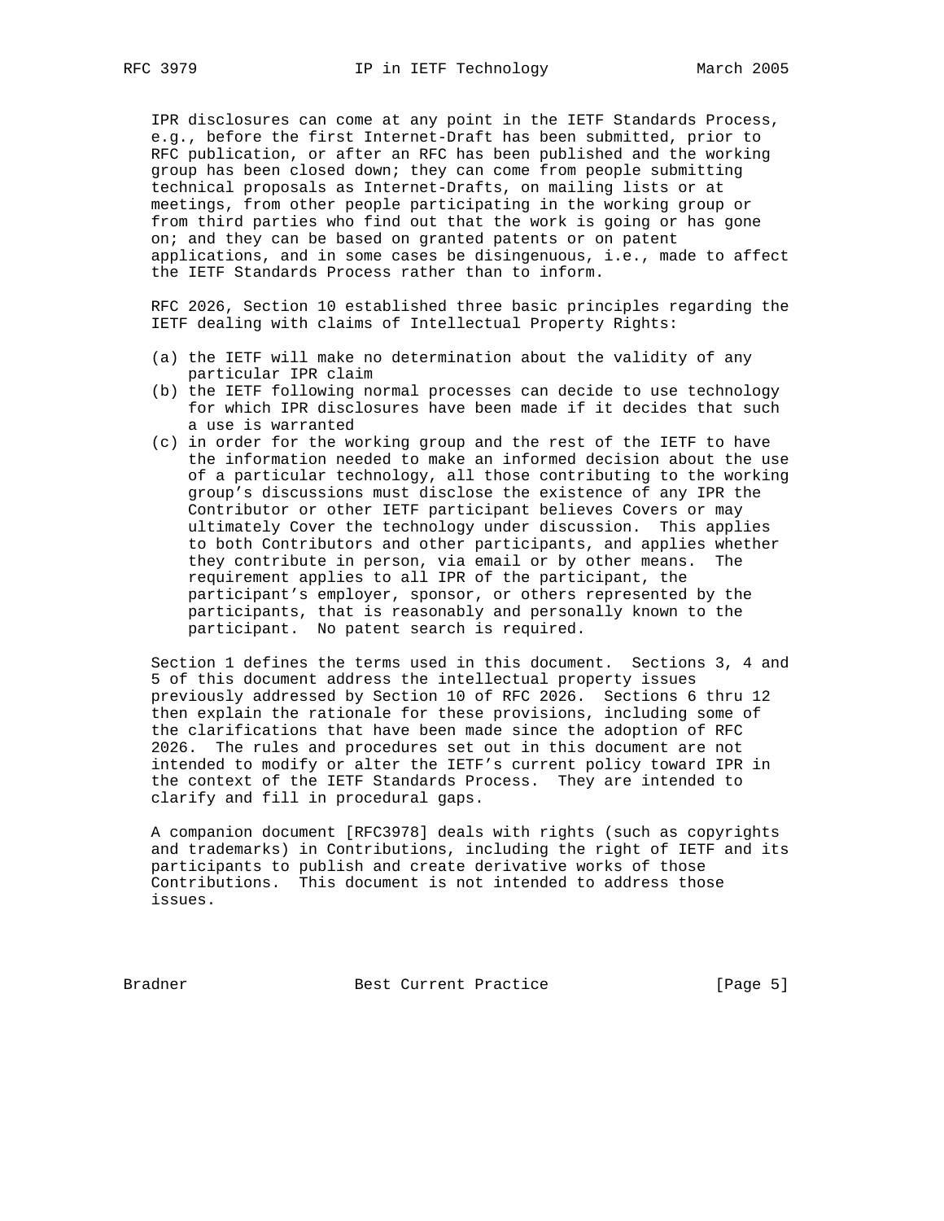IPR disclosures can come at any point in the IETF Standards Process, e.g., before the first Internet-Draft has been submitted, prior to RFC publication, or after an RFC has been published and the working group has been closed down; they can come from people submitting technical proposals as Internet-Drafts, on mailing lists or at meetings, from other people participating in the working group or from third parties who find out that the work is going or has gone on; and they can be based on granted patents or on patent applications, and in some cases be disingenuous, i.e., made to affect the IETF Standards Process rather than to inform.

RFC 2026, Section 10 established three basic principles regarding the IETF dealing with claims of Intellectual Property Rights:

(a) the IETF will make no determination about the validity of any particular IPR claim
(b) the IETF following normal processes can decide to use technology for which IPR disclosures have been made if it decides that such a use is warranted
(c) in order for the working group and the rest of the IETF to have the information needed to make an informed decision about the use of a particular technology, all those contributing to the working group's discussions must disclose the existence of any IPR the Contributor or other IETF participant believes Covers or may ultimately Cover the technology under discussion. This applies to both Contributors and other participants, and applies whether they contribute in person, via email or by other means. The requirement applies to all IPR of the participant, the participant's employer, sponsor, or others represented by the participants, that is reasonably and personally known to the participant. No patent search is required.

Section 1 defines the terms used in this document. Sections 3, 4 and 5 of this document address the intellectual property issues previously addressed by Section 10 of RFC 2026. Sections 6 thru 12 then explain the rationale for these provisions, including some of the clarifications that have been made since the adoption of RFC 2026. The rules and procedures set out in this document are not intended to modify or alter the IETF's current policy toward IPR in the context of the IETF Standards Process. They are intended to clarify and fill in procedural gaps.

A companion document [RFC3978] deals with rights (such as copyrights and trademarks) in Contributions, including the right of IETF and its participants to publish and create derivative works of those Contributions. This document is not intended to address those issues.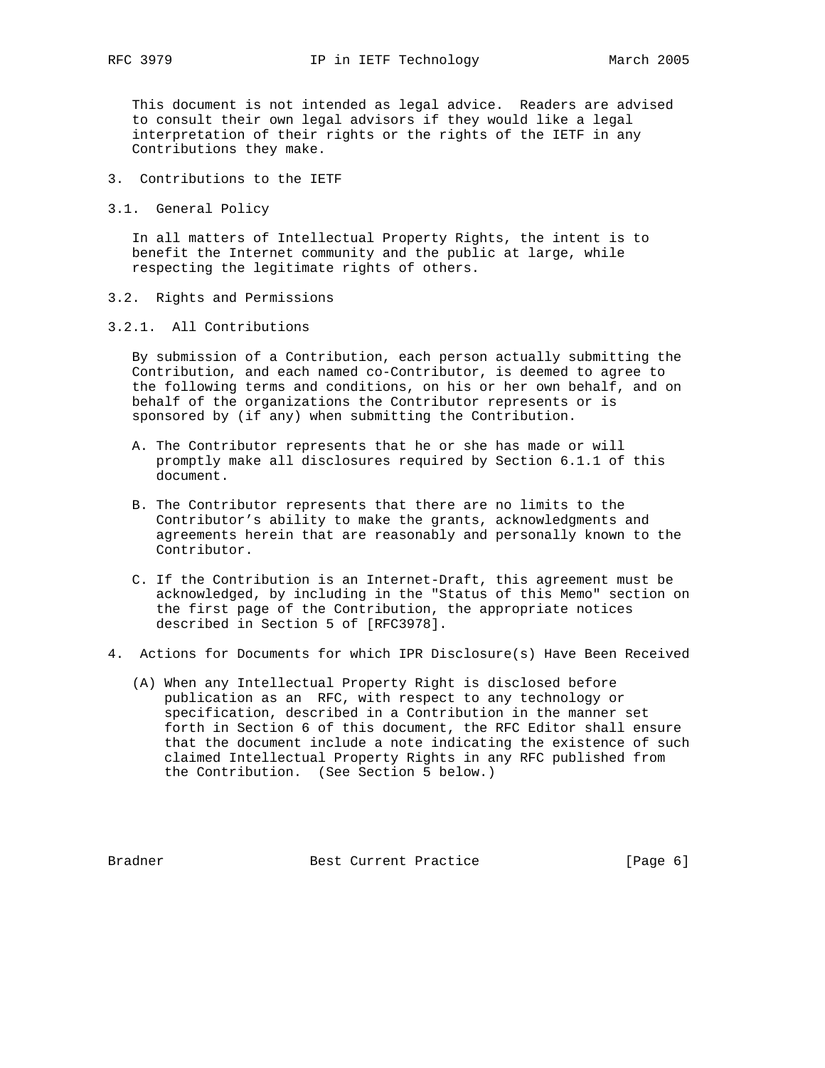This document is not intended as legal advice. Readers are advised to consult their own legal advisors if they would like a legal interpretation of their rights or the rights of the IETF in any Contributions they make.

## 3. Contributions to the IETF

### 3.1. General Policy

In all matters of Intellectual Property Rights, the intent is to benefit the Internet community and the public at large, while respecting the legitimate rights of others.

### 3.2. Rights and Permissions

#### 3.2.1. All Contributions

By submission of a Contribution, each person actually submitting the Contribution, and each named co-Contributor, is deemed to agree to the following terms and conditions, on his or her own behalf, and on behalf of the organizations the Contributor represents or is sponsored by (if any) when submitting the Contribution.

A. The Contributor represents that he or she has made or will promptly make all disclosures required by Section 6.1.1 of this document.

B. The Contributor represents that there are no limits to the Contributor's ability to make the grants, acknowledgments and agreements herein that are reasonably and personally known to the Contributor.

C. If the Contribution is an Internet-Draft, this agreement must be acknowledged, by including in the "Status of this Memo" section on the first page of the Contribution, the appropriate notices described in Section 5 of [RFC3978].

## 4. Actions for Documents for which IPR Disclosure(s) Have Been Received

(A) When any Intellectual Property Right is disclosed before publication as an RFC, with respect to any technology or specification, described in a Contribution in the manner set forth in Section 6 of this document, the RFC Editor shall ensure that the document include a note indicating the existence of such claimed Intellectual Property Rights in any RFC published from the Contribution. (See Section 5 below.)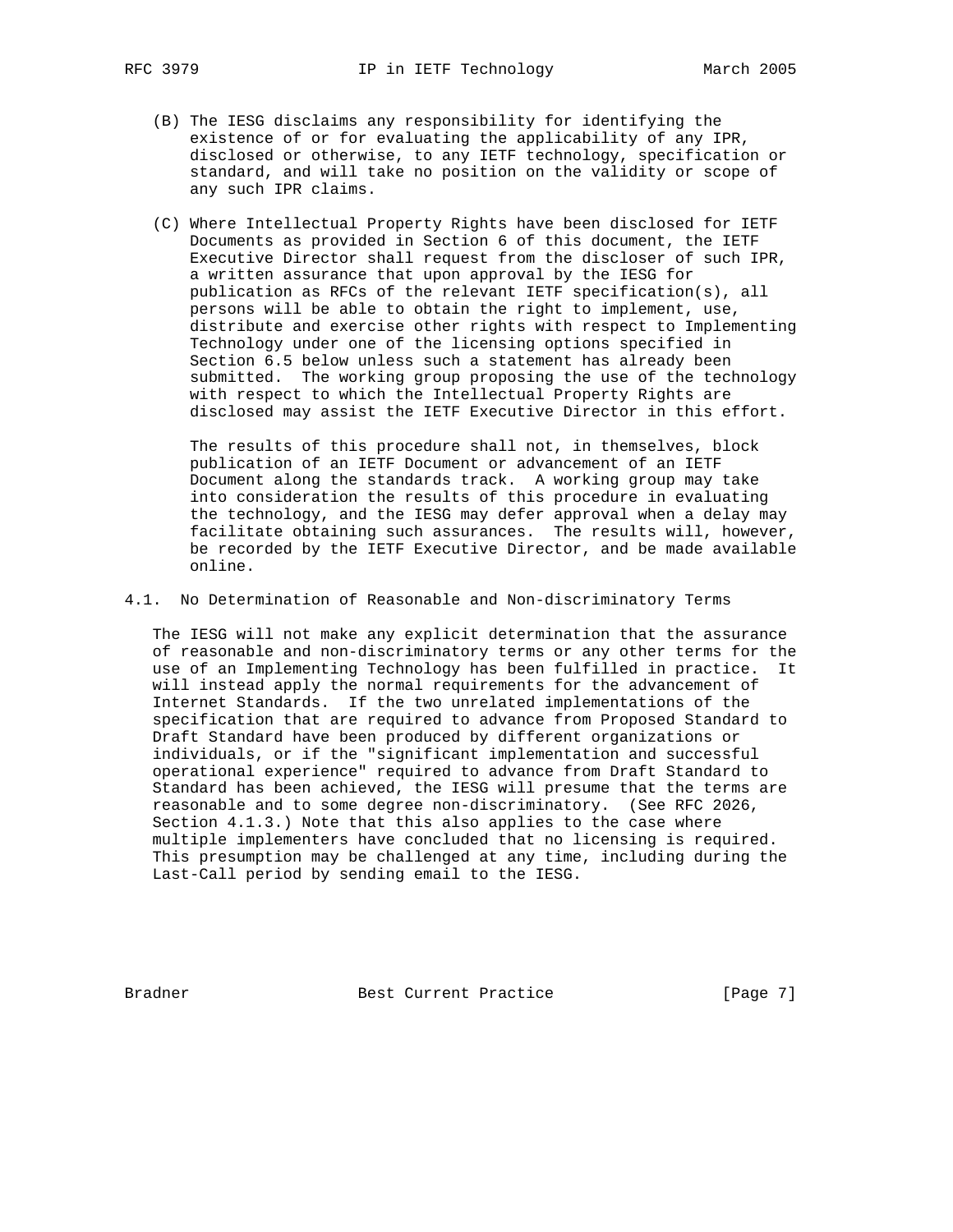(B) The IESG disclaims any responsibility for identifying the existence of or for evaluating the applicability of any IPR, disclosed or otherwise, to any IETF technology, specification or standard, and will take no position on the validity or scope of any such IPR claims.

(C) Where Intellectual Property Rights have been disclosed for IETF Documents as provided in Section 6 of this document, the IETF Executive Director shall request from the discloser of such IPR, a written assurance that upon approval by the IESG for publication as RFCs of the relevant IETF specification(s), all persons will be able to obtain the right to implement, use, distribute and exercise other rights with respect to Implementing Technology under one of the licensing options specified in Section 6.5 below unless such a statement has already been submitted. The working group proposing the use of the technology with respect to which the Intellectual Property Rights are disclosed may assist the IETF Executive Director in this effort.

The results of this procedure shall not, in themselves, block publication of an IETF Document or advancement of an IETF Document along the standards track. A working group may take into consideration the results of this procedure in evaluating the technology, and the IESG may defer approval when a delay may facilitate obtaining such assurances. The results will, however, be recorded by the IETF Executive Director, and be made available online.

### 4.1. No Determination of Reasonable and Non-discriminatory Terms

The IESG will not make any explicit determination that the assurance of reasonable and non-discriminatory terms or any other terms for the use of an Implementing Technology has been fulfilled in practice. It will instead apply the normal requirements for the advancement of Internet Standards. If the two unrelated implementations of the specification that are required to advance from Proposed Standard to Draft Standard have been produced by different organizations or individuals, or if the "significant implementation and successful operational experience" required to advance from Draft Standard to Standard has been achieved, the IESG will presume that the terms are reasonable and to some degree non-discriminatory. (See RFC 2026, Section 4.1.3.) Note that this also applies to the case where multiple implementers have concluded that no licensing is required. This presumption may be challenged at any time, including during the Last-Call period by sending email to the IESG.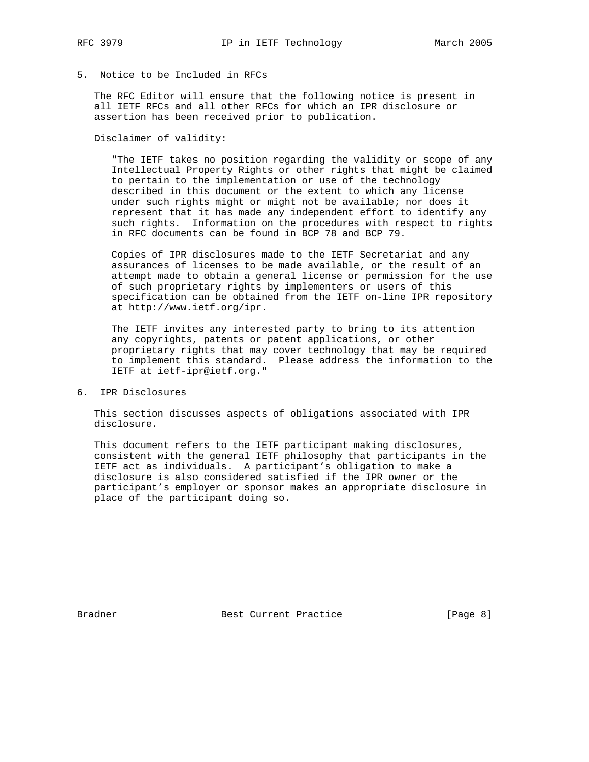## 5. Notice to be Included in RFCs

The RFC Editor will ensure that the following notice is present in all IETF RFCs and all other RFCs for which an IPR disclosure or assertion has been received prior to publication.

Disclaimer of validity:

> "The IETF takes no position regarding the validity or scope of any Intellectual Property Rights or other rights that might be claimed to pertain to the implementation or use of the technology described in this document or the extent to which any license under such rights might or might not be available; nor does it represent that it has made any independent effort to identify any such rights. Information on the procedures with respect to rights in RFC documents can be found in BCP 78 and BCP 79.
>
> Copies of IPR disclosures made to the IETF Secretariat and any assurances of licenses to be made available, or the result of an attempt made to obtain a general license or permission for the use of such proprietary rights by implementers or users of this specification can be obtained from the IETF on-line IPR repository at http://www.ietf.org/ipr.
>
> The IETF invites any interested party to bring to its attention any copyrights, patents or patent applications, or other proprietary rights that may cover technology that may be required to implement this standard. Please address the information to the IETF at ietf-ipr@ietf.org."

## 6. IPR Disclosures

This section discusses aspects of obligations associated with IPR disclosure.

This document refers to the IETF participant making disclosures, consistent with the general IETF philosophy that participants in the IETF act as individuals. A participant's obligation to make a disclosure is also considered satisfied if the IPR owner or the participant's employer or sponsor makes an appropriate disclosure in place of the participant doing so.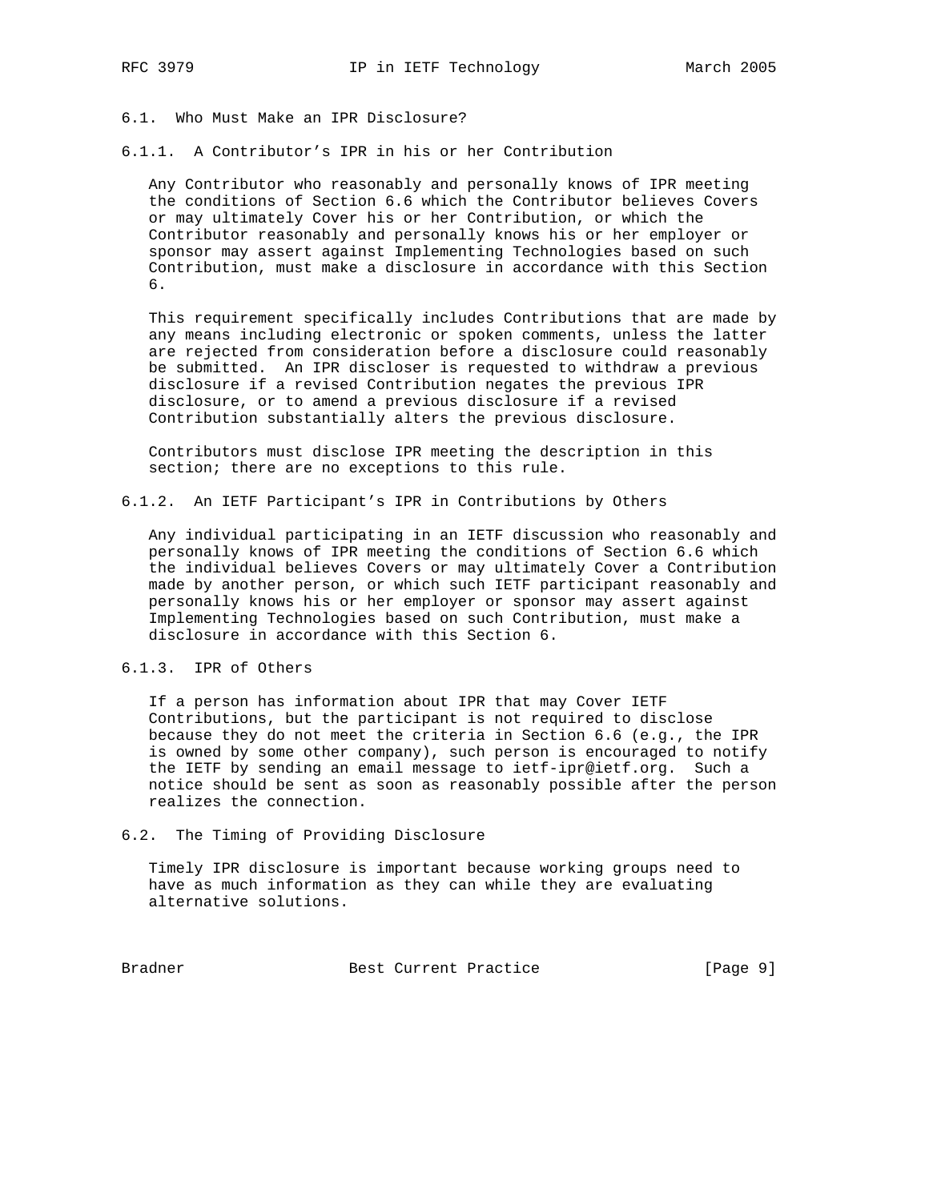### 6.1. Who Must Make an IPR Disclosure?

#### 6.1.1. A Contributor's IPR in his or her Contribution

Any Contributor who reasonably and personally knows of IPR meeting the conditions of Section 6.6 which the Contributor believes Covers or may ultimately Cover his or her Contribution, or which the Contributor reasonably and personally knows his or her employer or sponsor may assert against Implementing Technologies based on such Contribution, must make a disclosure in accordance with this Section 6.

This requirement specifically includes Contributions that are made by any means including electronic or spoken comments, unless the latter are rejected from consideration before a disclosure could reasonably be submitted. An IPR discloser is requested to withdraw a previous disclosure if a revised Contribution negates the previous IPR disclosure, or to amend a previous disclosure if a revised Contribution substantially alters the previous disclosure.

Contributors must disclose IPR meeting the description in this section; there are no exceptions to this rule.

#### 6.1.2. An IETF Participant's IPR in Contributions by Others

Any individual participating in an IETF discussion who reasonably and personally knows of IPR meeting the conditions of Section 6.6 which the individual believes Covers or may ultimately Cover a Contribution made by another person, or which such IETF participant reasonably and personally knows his or her employer or sponsor may assert against Implementing Technologies based on such Contribution, must make a disclosure in accordance with this Section 6.

#### 6.1.3. IPR of Others

If a person has information about IPR that may Cover IETF Contributions, but the participant is not required to disclose because they do not meet the criteria in Section 6.6 (e.g., the IPR is owned by some other company), such person is encouraged to notify the IETF by sending an email message to ietf-ipr@ietf.org. Such a notice should be sent as soon as reasonably possible after the person realizes the connection.

### 6.2. The Timing of Providing Disclosure

Timely IPR disclosure is important because working groups need to have as much information as they can while they are evaluating alternative solutions.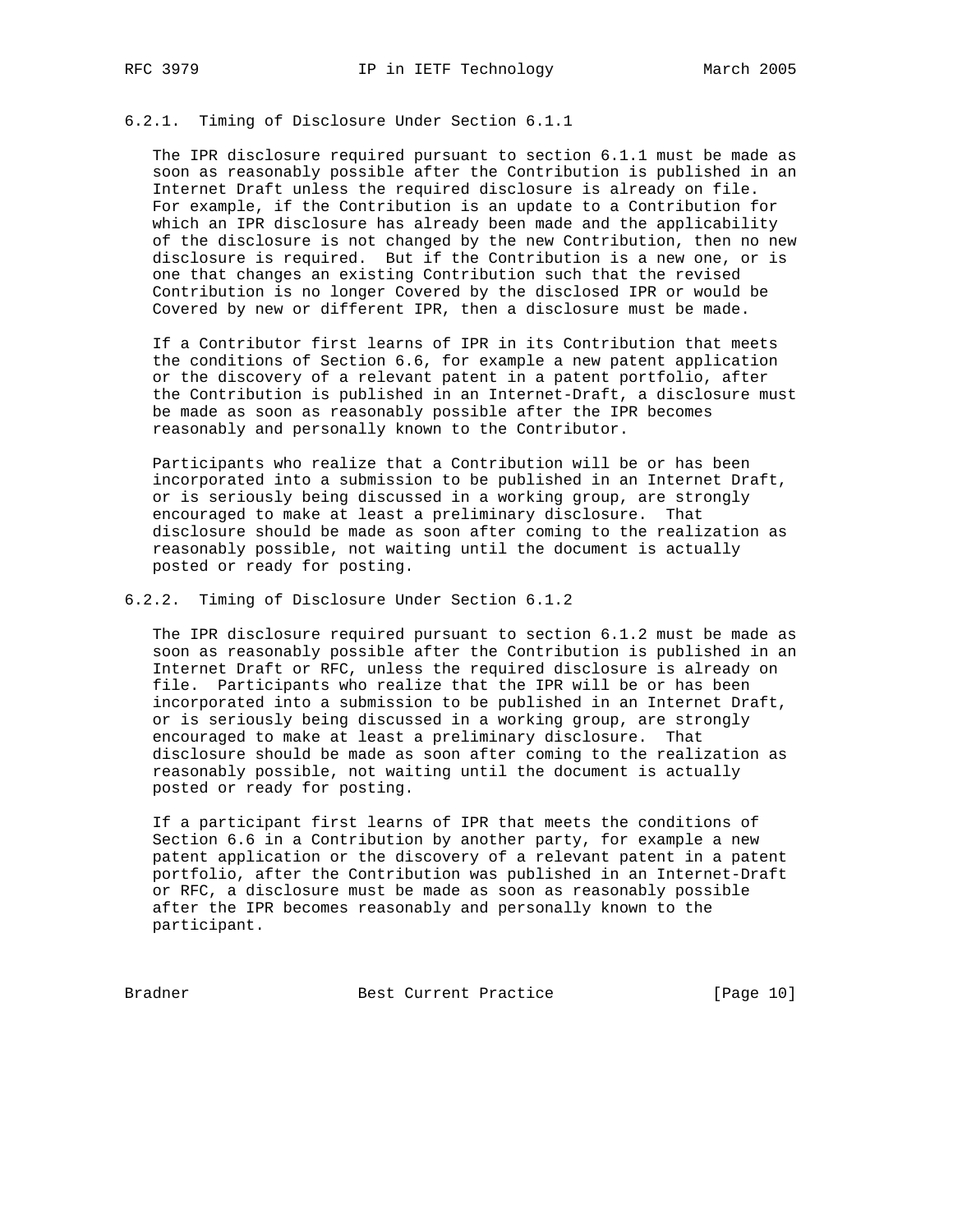#### 6.2.1. Timing of Disclosure Under Section 6.1.1

The IPR disclosure required pursuant to section 6.1.1 must be made as soon as reasonably possible after the Contribution is published in an Internet Draft unless the required disclosure is already on file. For example, if the Contribution is an update to a Contribution for which an IPR disclosure has already been made and the applicability of the disclosure is not changed by the new Contribution, then no new disclosure is required. But if the Contribution is a new one, or is one that changes an existing Contribution such that the revised Contribution is no longer Covered by the disclosed IPR or would be Covered by new or different IPR, then a disclosure must be made.

If a Contributor first learns of IPR in its Contribution that meets the conditions of Section 6.6, for example a new patent application or the discovery of a relevant patent in a patent portfolio, after the Contribution is published in an Internet-Draft, a disclosure must be made as soon as reasonably possible after the IPR becomes reasonably and personally known to the Contributor.

Participants who realize that a Contribution will be or has been incorporated into a submission to be published in an Internet Draft, or is seriously being discussed in a working group, are strongly encouraged to make at least a preliminary disclosure. That disclosure should be made as soon after coming to the realization as reasonably possible, not waiting until the document is actually posted or ready for posting.

#### 6.2.2. Timing of Disclosure Under Section 6.1.2

The IPR disclosure required pursuant to section 6.1.2 must be made as soon as reasonably possible after the Contribution is published in an Internet Draft or RFC, unless the required disclosure is already on file. Participants who realize that the IPR will be or has been incorporated into a submission to be published in an Internet Draft, or is seriously being discussed in a working group, are strongly encouraged to make at least a preliminary disclosure. That disclosure should be made as soon after coming to the realization as reasonably possible, not waiting until the document is actually posted or ready for posting.

If a participant first learns of IPR that meets the conditions of Section 6.6 in a Contribution by another party, for example a new patent application or the discovery of a relevant patent in a patent portfolio, after the Contribution was published in an Internet-Draft or RFC, a disclosure must be made as soon as reasonably possible after the IPR becomes reasonably and personally known to the participant.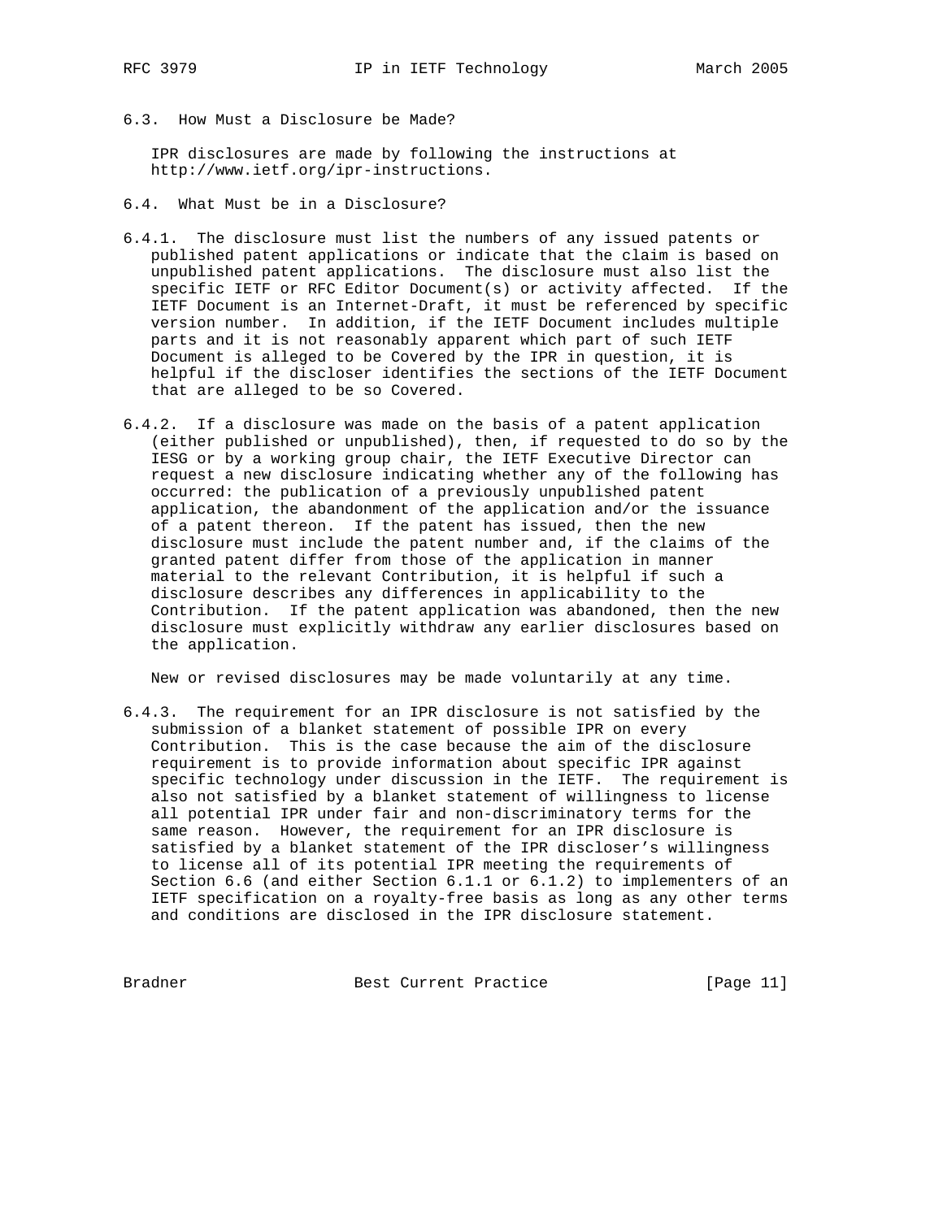### 6.3. How Must a Disclosure be Made?

IPR disclosures are made by following the instructions at http://www.ietf.org/ipr-instructions.

### 6.4. What Must be in a Disclosure?

6.4.1. The disclosure must list the numbers of any issued patents or published patent applications or indicate that the claim is based on unpublished patent applications. The disclosure must also list the specific IETF or RFC Editor Document(s) or activity affected. If the IETF Document is an Internet-Draft, it must be referenced by specific version number. In addition, if the IETF Document includes multiple parts and it is not reasonably apparent which part of such IETF Document is alleged to be Covered by the IPR in question, it is helpful if the discloser identifies the sections of the IETF Document that are alleged to be so Covered.

6.4.2. If a disclosure was made on the basis of a patent application (either published or unpublished), then, if requested to do so by the IESG or by a working group chair, the IETF Executive Director can request a new disclosure indicating whether any of the following has occurred: the publication of a previously unpublished patent application, the abandonment of the application and/or the issuance of a patent thereon. If the patent has issued, then the new disclosure must include the patent number and, if the claims of the granted patent differ from those of the application in manner material to the relevant Contribution, it is helpful if such a disclosure describes any differences in applicability to the Contribution. If the patent application was abandoned, then the new disclosure must explicitly withdraw any earlier disclosures based on the application.

New or revised disclosures may be made voluntarily at any time.

6.4.3. The requirement for an IPR disclosure is not satisfied by the submission of a blanket statement of possible IPR on every Contribution. This is the case because the aim of the disclosure requirement is to provide information about specific IPR against specific technology under discussion in the IETF. The requirement is also not satisfied by a blanket statement of willingness to license all potential IPR under fair and non-discriminatory terms for the same reason. However, the requirement for an IPR disclosure is satisfied by a blanket statement of the IPR discloser's willingness to license all of its potential IPR meeting the requirements of Section 6.6 (and either Section 6.1.1 or 6.1.2) to implementers of an IETF specification on a royalty-free basis as long as any other terms and conditions are disclosed in the IPR disclosure statement.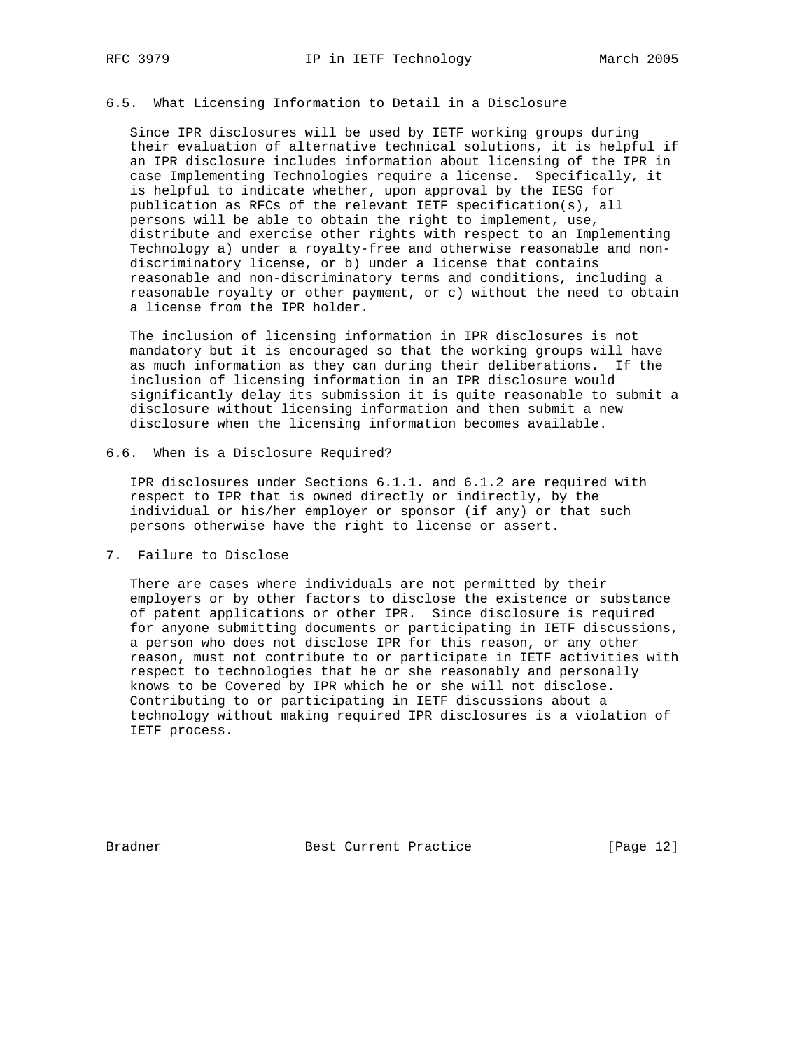### 6.5. What Licensing Information to Detail in a Disclosure

Since IPR disclosures will be used by IETF working groups during their evaluation of alternative technical solutions, it is helpful if an IPR disclosure includes information about licensing of the IPR in case Implementing Technologies require a license. Specifically, it is helpful to indicate whether, upon approval by the IESG for publication as RFCs of the relevant IETF specification(s), all persons will be able to obtain the right to implement, use, distribute and exercise other rights with respect to an Implementing Technology a) under a royalty-free and otherwise reasonable and non-discriminatory license, or b) under a license that contains reasonable and non-discriminatory terms and conditions, including a reasonable royalty or other payment, or c) without the need to obtain a license from the IPR holder.

The inclusion of licensing information in IPR disclosures is not mandatory but it is encouraged so that the working groups will have as much information as they can during their deliberations. If the inclusion of licensing information in an IPR disclosure would significantly delay its submission it is quite reasonable to submit a disclosure without licensing information and then submit a new disclosure when the licensing information becomes available.

### 6.6. When is a Disclosure Required?

IPR disclosures under Sections 6.1.1. and 6.1.2 are required with respect to IPR that is owned directly or indirectly, by the individual or his/her employer or sponsor (if any) or that such persons otherwise have the right to license or assert.

## 7. Failure to Disclose

There are cases where individuals are not permitted by their employers or by other factors to disclose the existence or substance of patent applications or other IPR. Since disclosure is required for anyone submitting documents or participating in IETF discussions, a person who does not disclose IPR for this reason, or any other reason, must not contribute to or participate in IETF activities with respect to technologies that he or she reasonably and personally knows to be Covered by IPR which he or she will not disclose. Contributing to or participating in IETF discussions about a technology without making required IPR disclosures is a violation of IETF process.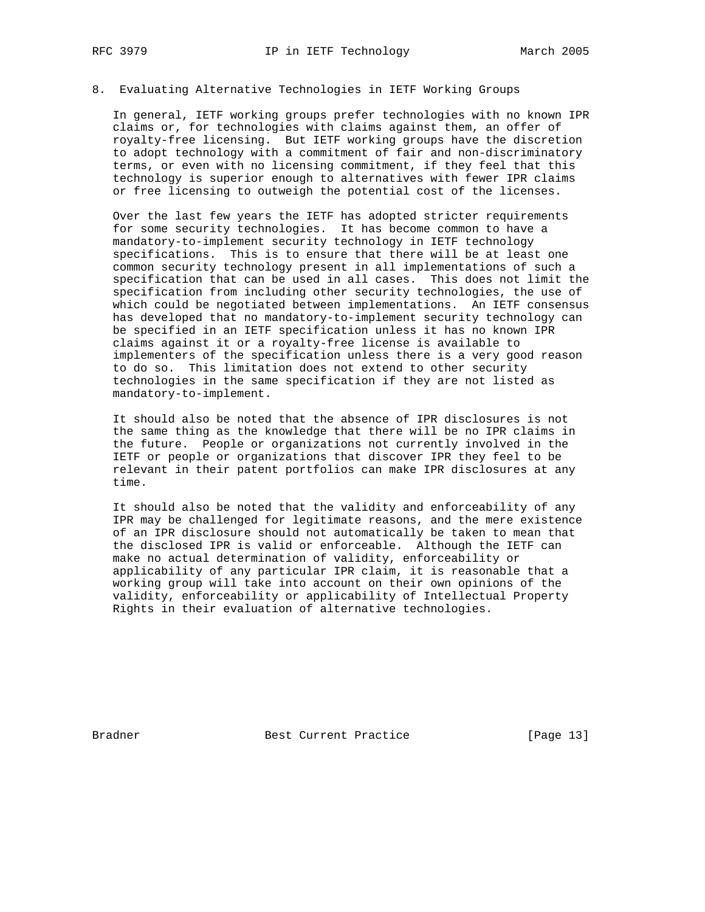## 8. Evaluating Alternative Technologies in IETF Working Groups

In general, IETF working groups prefer technologies with no known IPR claims or, for technologies with claims against them, an offer of royalty-free licensing. But IETF working groups have the discretion to adopt technology with a commitment of fair and non-discriminatory terms, or even with no licensing commitment, if they feel that this technology is superior enough to alternatives with fewer IPR claims or free licensing to outweigh the potential cost of the licenses.

Over the last few years the IETF has adopted stricter requirements for some security technologies. It has become common to have a mandatory-to-implement security technology in IETF technology specifications. This is to ensure that there will be at least one common security technology present in all implementations of such a specification that can be used in all cases. This does not limit the specification from including other security technologies, the use of which could be negotiated between implementations. An IETF consensus has developed that no mandatory-to-implement security technology can be specified in an IETF specification unless it has no known IPR claims against it or a royalty-free license is available to implementers of the specification unless there is a very good reason to do so. This limitation does not extend to other security technologies in the same specification if they are not listed as mandatory-to-implement.

It should also be noted that the absence of IPR disclosures is not the same thing as the knowledge that there will be no IPR claims in the future. People or organizations not currently involved in the IETF or people or organizations that discover IPR they feel to be relevant in their patent portfolios can make IPR disclosures at any time.

It should also be noted that the validity and enforceability of any IPR may be challenged for legitimate reasons, and the mere existence of an IPR disclosure should not automatically be taken to mean that the disclosed IPR is valid or enforceable. Although the IETF can make no actual determination of validity, enforceability or applicability of any particular IPR claim, it is reasonable that a working group will take into account on their own opinions of the validity, enforceability or applicability of Intellectual Property Rights in their evaluation of alternative technologies.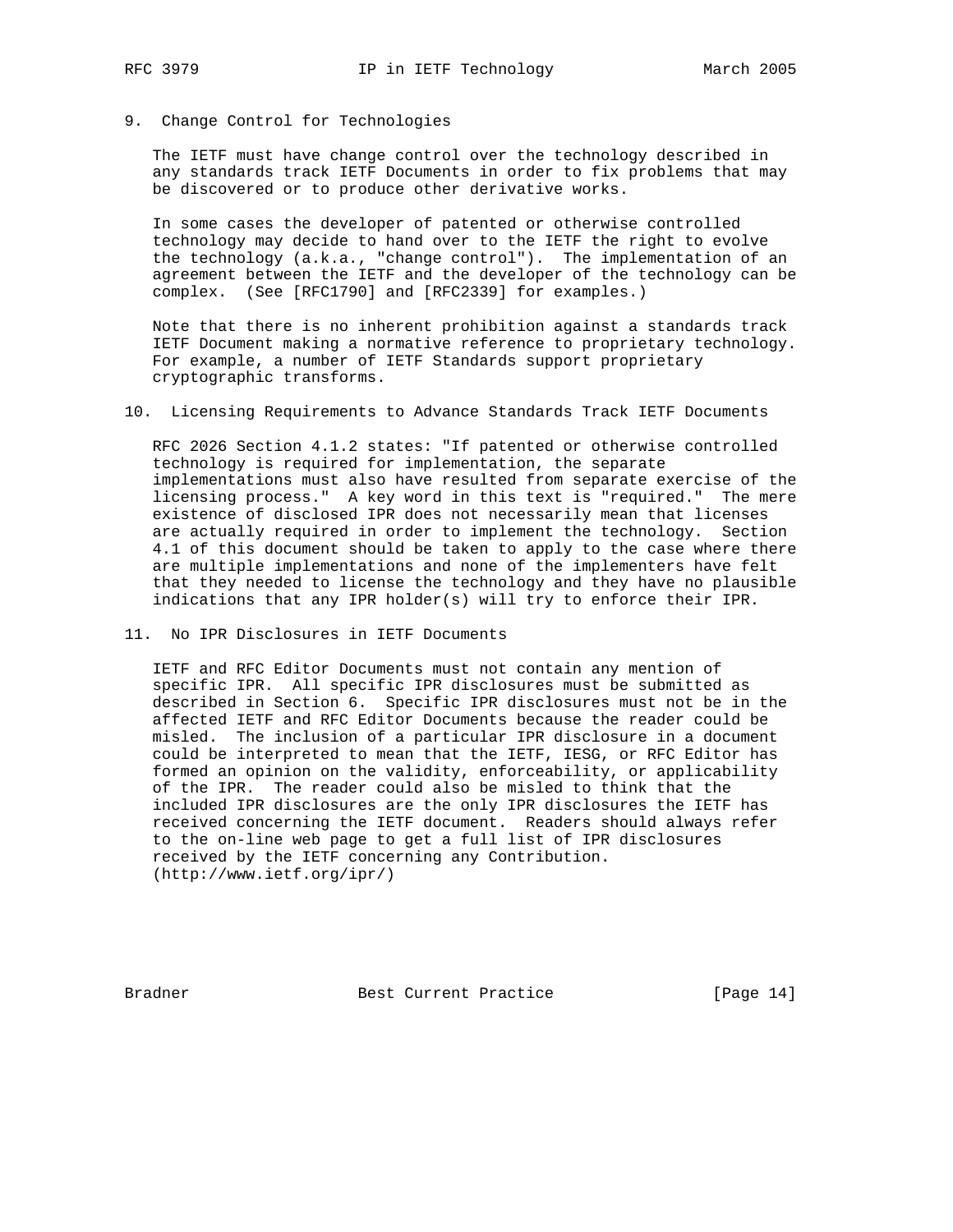## 9. Change Control for Technologies

The IETF must have change control over the technology described in any standards track IETF Documents in order to fix problems that may be discovered or to produce other derivative works.

In some cases the developer of patented or otherwise controlled technology may decide to hand over to the IETF the right to evolve the technology (a.k.a., "change control"). The implementation of an agreement between the IETF and the developer of the technology can be complex. (See [RFC1790] and [RFC2339] for examples.)

Note that there is no inherent prohibition against a standards track IETF Document making a normative reference to proprietary technology. For example, a number of IETF Standards support proprietary cryptographic transforms.

## 10. Licensing Requirements to Advance Standards Track IETF Documents

RFC 2026 Section 4.1.2 states: "If patented or otherwise controlled technology is required for implementation, the separate implementations must also have resulted from separate exercise of the licensing process." A key word in this text is "required." The mere existence of disclosed IPR does not necessarily mean that licenses are actually required in order to implement the technology. Section 4.1 of this document should be taken to apply to the case where there are multiple implementations and none of the implementers have felt that they needed to license the technology and they have no plausible indications that any IPR holder(s) will try to enforce their IPR.

## 11. No IPR Disclosures in IETF Documents

IETF and RFC Editor Documents must not contain any mention of specific IPR. All specific IPR disclosures must be submitted as described in Section 6. Specific IPR disclosures must not be in the affected IETF and RFC Editor Documents because the reader could be misled. The inclusion of a particular IPR disclosure in a document could be interpreted to mean that the IETF, IESG, or RFC Editor has formed an opinion on the validity, enforceability, or applicability of the IPR. The reader could also be misled to think that the included IPR disclosures are the only IPR disclosures the IETF has received concerning the IETF document. Readers should always refer to the on-line web page to get a full list of IPR disclosures received by the IETF concerning any Contribution. (http://www.ietf.org/ipr/)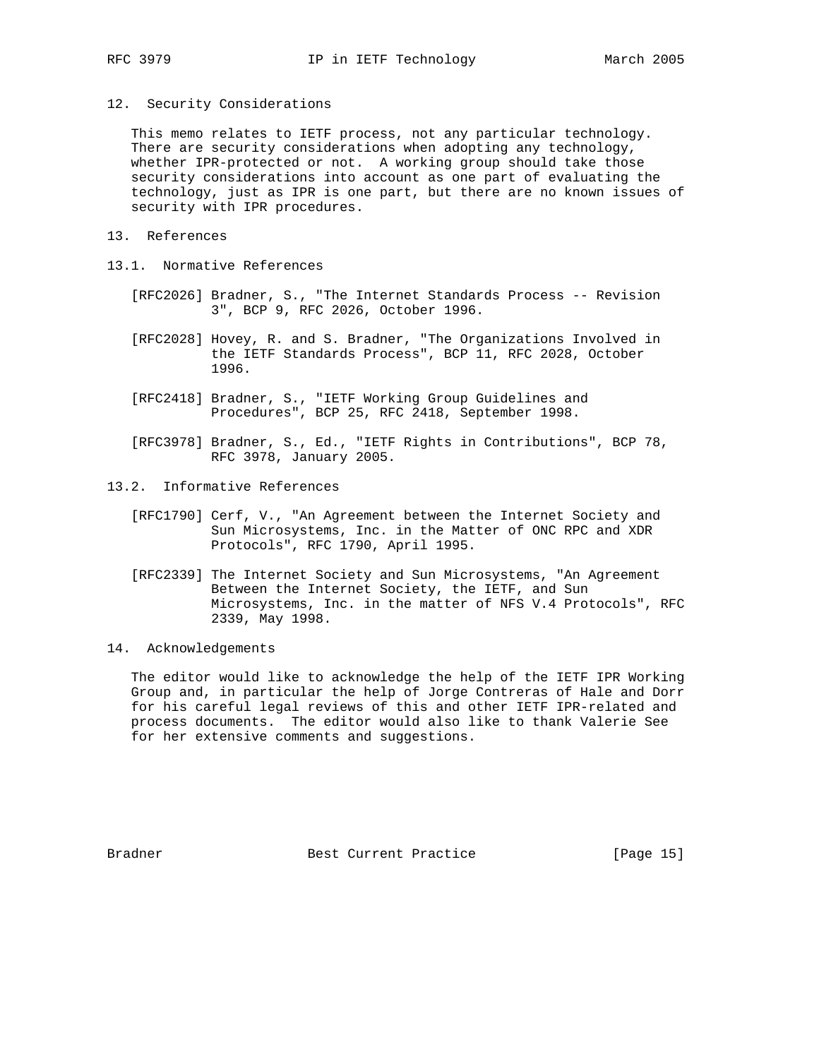## 12. Security Considerations

This memo relates to IETF process, not any particular technology. There are security considerations when adopting any technology, whether IPR-protected or not. A working group should take those security considerations into account as one part of evaluating the technology, just as IPR is one part, but there are no known issues of security with IPR procedures.

## 13. References

### 13.1. Normative References

[RFC2026] Bradner, S., "The Internet Standards Process -- Revision 3", BCP 9, RFC 2026, October 1996.

[RFC2028] Hovey, R. and S. Bradner, "The Organizations Involved in the IETF Standards Process", BCP 11, RFC 2028, October 1996.

[RFC2418] Bradner, S., "IETF Working Group Guidelines and Procedures", BCP 25, RFC 2418, September 1998.

[RFC3978] Bradner, S., Ed., "IETF Rights in Contributions", BCP 78, RFC 3978, January 2005.

### 13.2. Informative References

[RFC1790] Cerf, V., "An Agreement between the Internet Society and Sun Microsystems, Inc. in the Matter of ONC RPC and XDR Protocols", RFC 1790, April 1995.

[RFC2339] The Internet Society and Sun Microsystems, "An Agreement Between the Internet Society, the IETF, and Sun Microsystems, Inc. in the matter of NFS V.4 Protocols", RFC 2339, May 1998.

## 14. Acknowledgements

The editor would like to acknowledge the help of the IETF IPR Working Group and, in particular the help of Jorge Contreras of Hale and Dorr for his careful legal reviews of this and other IETF IPR-related and process documents. The editor would also like to thank Valerie See for her extensive comments and suggestions.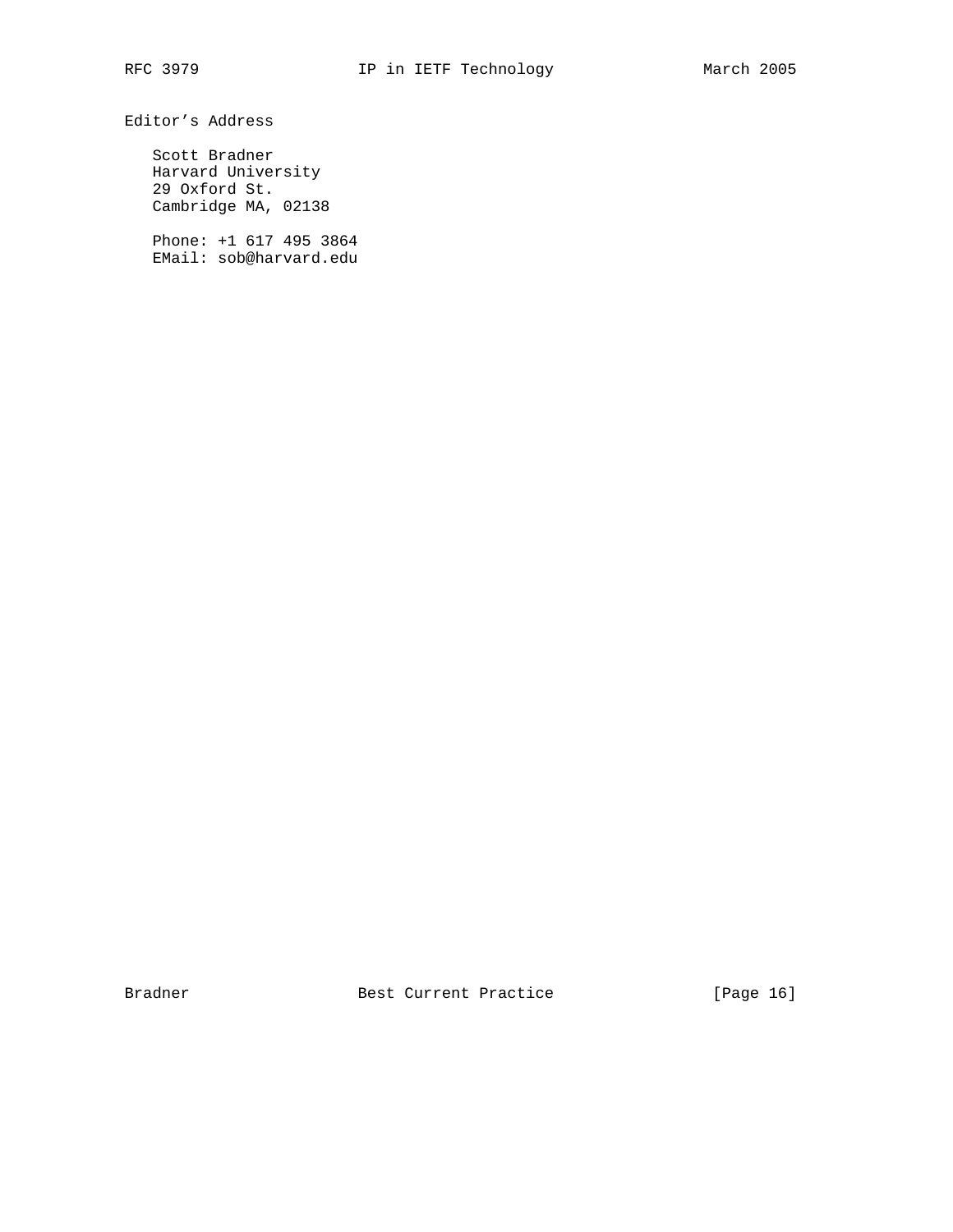## Editor's Address

Scott Bradner
Harvard University
29 Oxford St.
Cambridge MA, 02138

Phone: +1 617 495 3864
EMail: sob@harvard.edu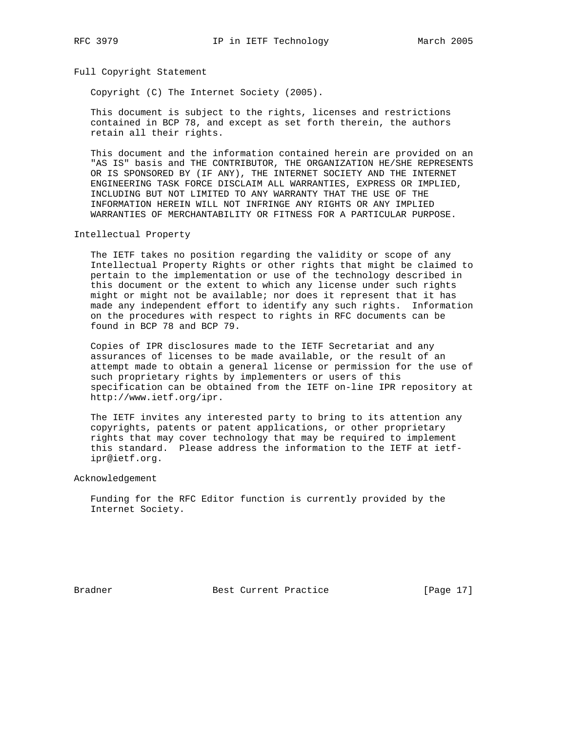## Full Copyright Statement

Copyright (C) The Internet Society (2005).

This document is subject to the rights, licenses and restrictions contained in BCP 78, and except as set forth therein, the authors retain all their rights.

This document and the information contained herein are provided on an "AS IS" basis and THE CONTRIBUTOR, THE ORGANIZATION HE/SHE REPRESENTS OR IS SPONSORED BY (IF ANY), THE INTERNET SOCIETY AND THE INTERNET ENGINEERING TASK FORCE DISCLAIM ALL WARRANTIES, EXPRESS OR IMPLIED, INCLUDING BUT NOT LIMITED TO ANY WARRANTY THAT THE USE OF THE INFORMATION HEREIN WILL NOT INFRINGE ANY RIGHTS OR ANY IMPLIED WARRANTIES OF MERCHANTABILITY OR FITNESS FOR A PARTICULAR PURPOSE.

## Intellectual Property

The IETF takes no position regarding the validity or scope of any Intellectual Property Rights or other rights that might be claimed to pertain to the implementation or use of the technology described in this document or the extent to which any license under such rights might or might not be available; nor does it represent that it has made any independent effort to identify any such rights. Information on the procedures with respect to rights in RFC documents can be found in BCP 78 and BCP 79.

Copies of IPR disclosures made to the IETF Secretariat and any assurances of licenses to be made available, or the result of an attempt made to obtain a general license or permission for the use of such proprietary rights by implementers or users of this specification can be obtained from the IETF on-line IPR repository at http://www.ietf.org/ipr.

The IETF invites any interested party to bring to its attention any copyrights, patents or patent applications, or other proprietary rights that may cover technology that may be required to implement this standard. Please address the information to the IETF at ietf-ipr@ietf.org.

## Acknowledgement

Funding for the RFC Editor function is currently provided by the Internet Society.